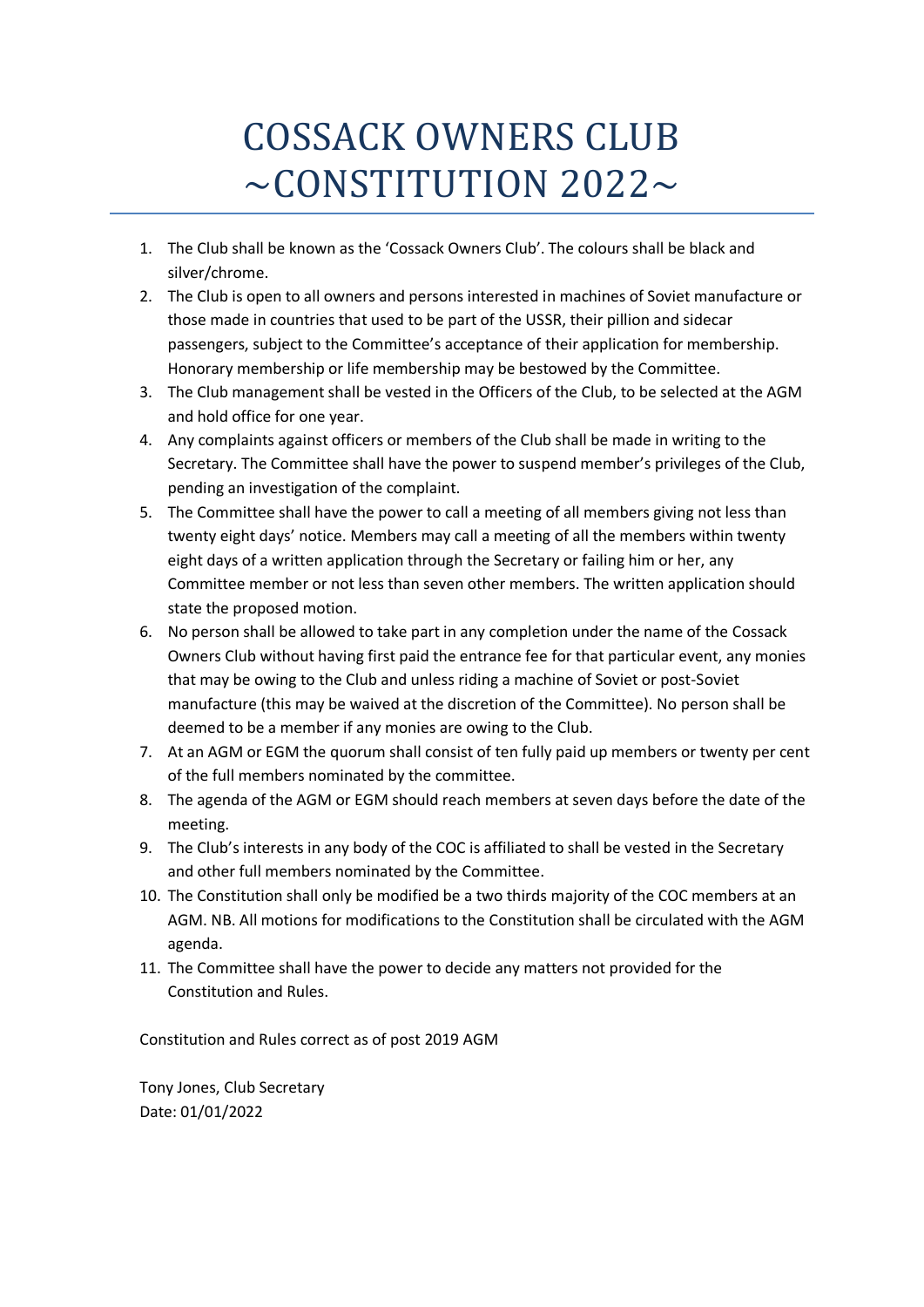# COSSACK OWNERS CLUB ~CONSTITUTION 2022~

1. The Club shall be known as the 'Cossack Owners Club'. The colours shall be black and silver/chrome.
2. The Club is open to all owners and persons interested in machines of Soviet manufacture or those made in countries that used to be part of the USSR, their pillion and sidecar passengers, subject to the Committee's acceptance of their application for membership. Honorary membership or life membership may be bestowed by the Committee.
3. The Club management shall be vested in the Officers of the Club, to be selected at the AGM and hold office for one year.
4. Any complaints against officers or members of the Club shall be made in writing to the Secretary. The Committee shall have the power to suspend member's privileges of the Club, pending an investigation of the complaint.
5. The Committee shall have the power to call a meeting of all members giving not less than twenty eight days' notice. Members may call a meeting of all the members within twenty eight days of a written application through the Secretary or failing him or her, any Committee member or not less than seven other members. The written application should state the proposed motion.
6. No person shall be allowed to take part in any completion under the name of the Cossack Owners Club without having first paid the entrance fee for that particular event, any monies that may be owing to the Club and unless riding a machine of Soviet or post-Soviet manufacture (this may be waived at the discretion of the Committee). No person shall be deemed to be a member if any monies are owing to the Club.
7. At an AGM or EGM the quorum shall consist of ten fully paid up members or twenty per cent of the full members nominated by the committee.
8. The agenda of the AGM or EGM should reach members at seven days before the date of the meeting.
9. The Club's interests in any body of the COC is affiliated to shall be vested in the Secretary and other full members nominated by the Committee.
10. The Constitution shall only be modified be a two thirds majority of the COC members at an AGM. NB. All motions for modifications to the Constitution shall be circulated with the AGM agenda.
11. The Committee shall have the power to decide any matters not provided for the Constitution and Rules.

Constitution and Rules correct as of post 2019 AGM

Tony Jones, Club Secretary
Date: 01/01/2022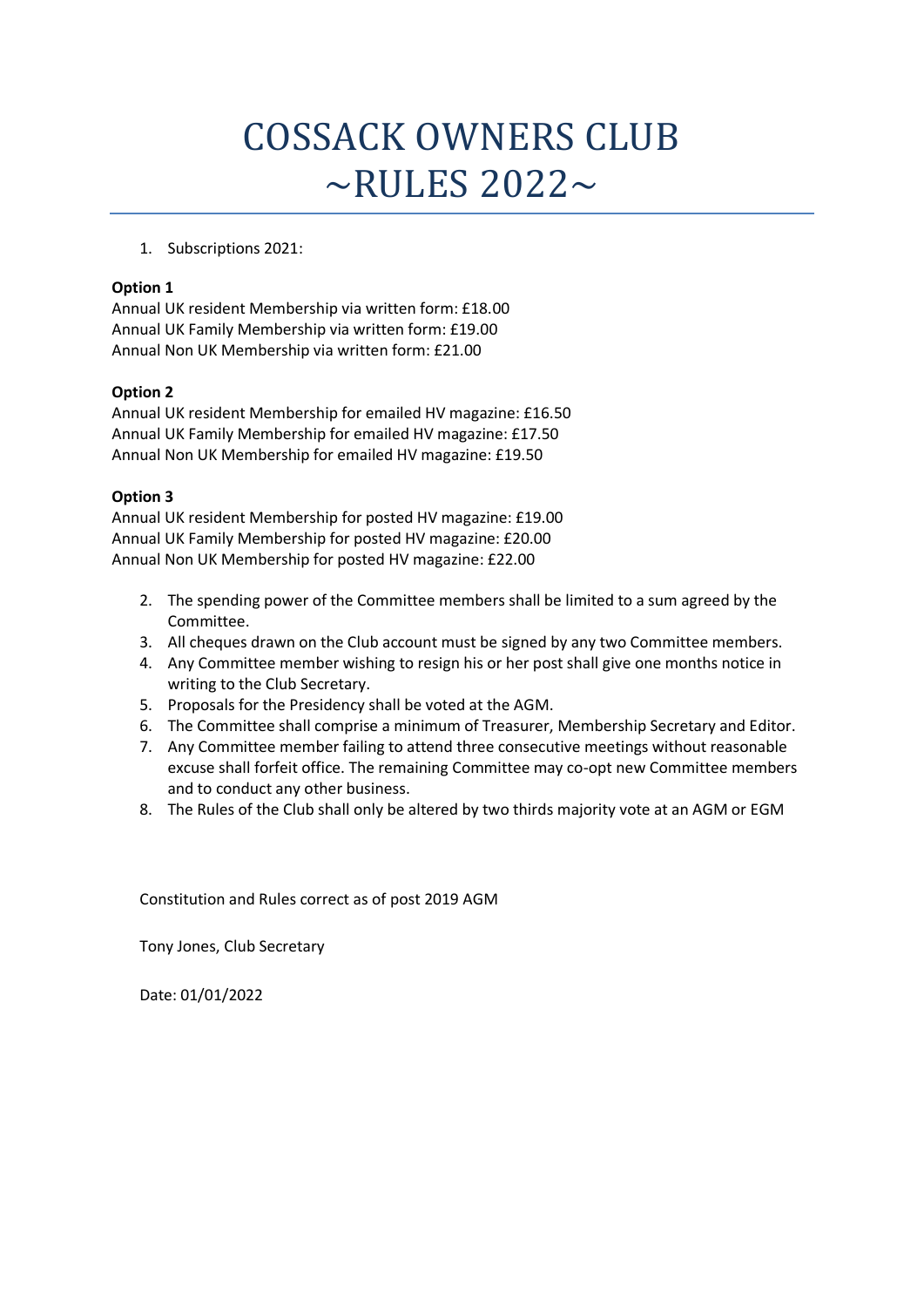# COSSACK OWNERS CLUB
# ~RULES 2022~

1. Subscriptions 2021:

**Option 1**
Annual UK resident Membership via written form: £18.00
Annual UK Family Membership via written form: £19.00
Annual Non UK Membership via written form: £21.00

**Option 2**
Annual UK resident Membership for emailed HV magazine: £16.50
Annual UK Family Membership for emailed HV magazine: £17.50
Annual Non UK Membership for emailed HV magazine: £19.50

**Option 3**
Annual UK resident Membership for posted HV magazine: £19.00
Annual UK Family Membership for posted HV magazine: £20.00
Annual Non UK Membership for posted HV magazine: £22.00

2. The spending power of the Committee members shall be limited to a sum agreed by the Committee.
3. All cheques drawn on the Club account must be signed by any two Committee members.
4. Any Committee member wishing to resign his or her post shall give one months notice in writing to the Club Secretary.
5. Proposals for the Presidency shall be voted at the AGM.
6. The Committee shall comprise a minimum of Treasurer, Membership Secretary and Editor.
7. Any Committee member failing to attend three consecutive meetings without reasonable excuse shall forfeit office. The remaining Committee may co-opt new Committee members and to conduct any other business.
8. The Rules of the Club shall only be altered by two thirds majority vote at an AGM or EGM

Constitution and Rules correct as of post 2019 AGM

Tony Jones, Club Secretary

Date: 01/01/2022